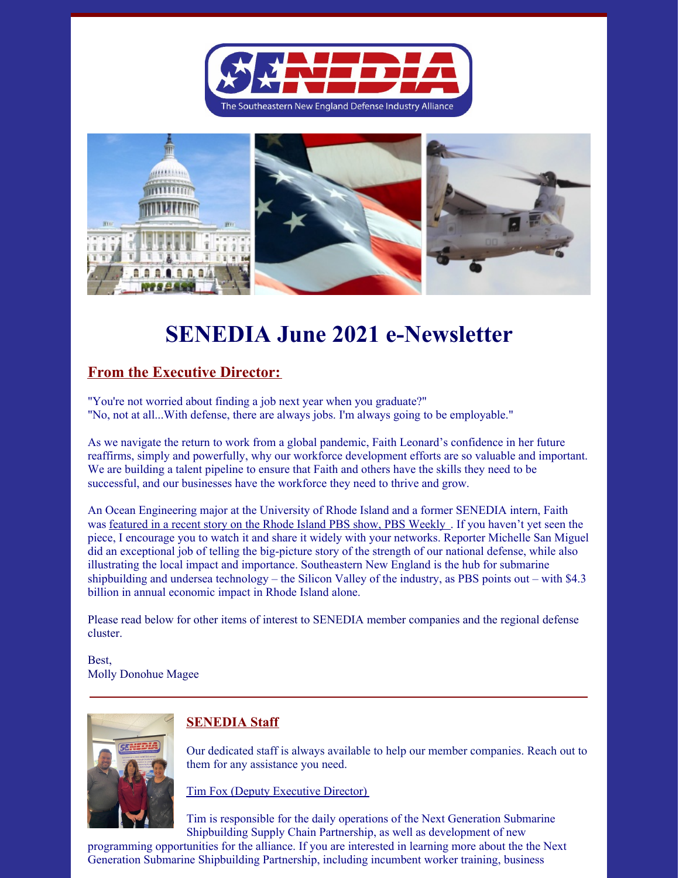# SENEDIA June 2021 e-Newsletter

## From the Executive Director:

"You're not worried about finding a job next year when you graduate?"
"No, not at all...With defense, there are always jobs. I'm always going to be employable."

As we navigate the return to work from a global pandemic, Faith Leonard's confidence in her future reaffirms, simply and powerfully, why our workforce development efforts are so valuable and important. We are building a talent pipeline to ensure that Faith and others have the skills they need to be successful, and our businesses have the workforce they need to thrive and grow.

An Ocean Engineering major at the University of Rhode Island and a former SENEDIA intern, Faith was featured in a recent story on the Rhode Island PBS show, PBS Weekly . If you haven't yet seen the piece, I encourage you to watch it and share it widely with your networks. Reporter Michelle San Miguel did an exceptional job of telling the big-picture story of the strength of our national defense, while also illustrating the local impact and importance. Southeastern New England is the hub for submarine shipbuilding and undersea technology – the Silicon Valley of the industry, as PBS points out – with $4.3 billion in annual economic impact in Rhode Island alone.

Please read below for other items of interest to SENEDIA member companies and the regional defense cluster.

Best,
Molly Donohue Magee

---

## SENEDIA Staff

Our dedicated staff is always available to help our member companies. Reach out to them for any assistance you need.

Tim Fox (Deputy Executive Director)

Tim is responsible for the daily operations of the Next Generation Submarine Shipbuilding Supply Chain Partnership, as well as development of new programming opportunities for the alliance. If you are interested in learning more about the the Next Generation Submarine Shipbuilding Partnership, including incumbent worker training, business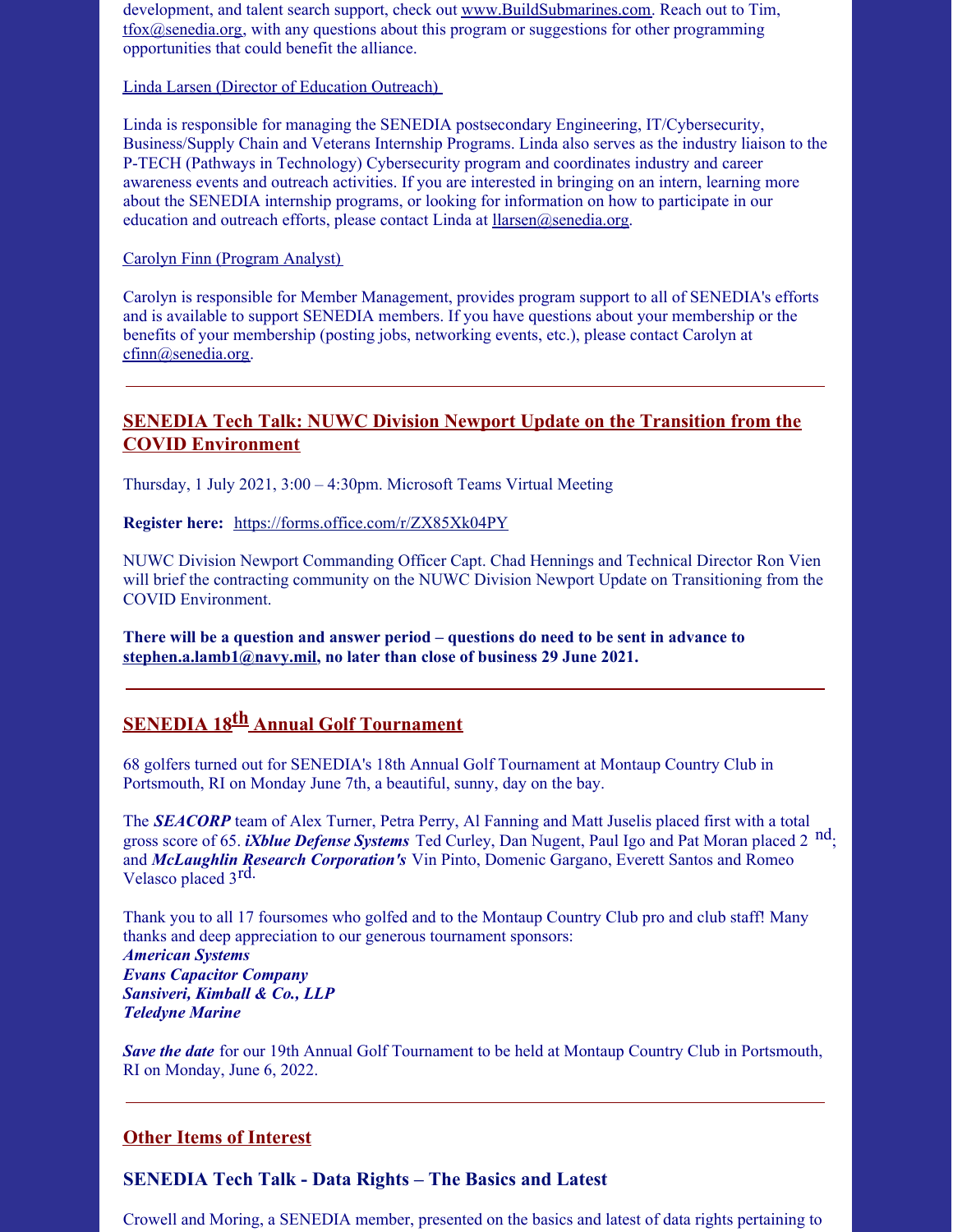development, and talent search support, check out www.BuildSubmarines.com. Reach out to Tim, tfox@senedia.org, with any questions about this program or suggestions for other programming opportunities that could benefit the alliance.

Linda Larsen (Director of Education Outreach)

Linda is responsible for managing the SENEDIA postsecondary Engineering, IT/Cybersecurity, Business/Supply Chain and Veterans Internship Programs. Linda also serves as the industry liaison to the P-TECH (Pathways in Technology) Cybersecurity program and coordinates industry and career awareness events and outreach activities. If you are interested in bringing on an intern, learning more about the SENEDIA internship programs, or looking for information on how to participate in our education and outreach efforts, please contact Linda at llarsen@senedia.org.

Carolyn Finn (Program Analyst)

Carolyn is responsible for Member Management, provides program support to all of SENEDIA's efforts and is available to support SENEDIA members. If you have questions about your membership or the benefits of your membership (posting jobs, networking events, etc.), please contact Carolyn at cfinn@senedia.org.

---

## SENEDIA Tech Talk: NUWC Division Newport Update on the Transition from the COVID Environment

Thursday, 1 July 2021, 3:00 – 4:30pm. Microsoft Teams Virtual Meeting

**Register here:** https://forms.office.com/r/ZX85Xk04PY

NUWC Division Newport Commanding Officer Capt. Chad Hennings and Technical Director Ron Vien will brief the contracting community on the NUWC Division Newport Update on Transitioning from the COVID Environment.

**There will be a question and answer period – questions do need to be sent in advance to stephen.a.lamb1@navy.mil, no later than close of business 29 June 2021.**

---

## SENEDIA 18th Annual Golf Tournament

68 golfers turned out for SENEDIA's 18th Annual Golf Tournament at Montaup Country Club in Portsmouth, RI on Monday June 7th, a beautiful, sunny, day on the bay.

The ***SEACORP*** team of Alex Turner, Petra Perry, Al Fanning and Matt Juselis placed first with a total gross score of 65. ***iXblue Defense Systems*** Ted Curley, Dan Nugent, Paul Igo and Pat Moran placed 2nd; and ***McLaughlin Research Corporation's*** Vin Pinto, Domenic Gargano, Everett Santos and Romeo Velasco placed 3rd.

Thank you to all 17 foursomes who golfed and to the Montaup Country Club pro and club staff! Many thanks and deep appreciation to our generous tournament sponsors:
***American Systems***
***Evans Capacitor Company***
***Sansiveri, Kimball & Co., LLP***
***Teledyne Marine***

***Save the date*** for our 19th Annual Golf Tournament to be held at Montaup Country Club in Portsmouth, RI on Monday, June 6, 2022.

---

## Other Items of Interest

### SENEDIA Tech Talk - Data Rights – The Basics and Latest

Crowell and Moring, a SENEDIA member, presented on the basics and latest of data rights pertaining to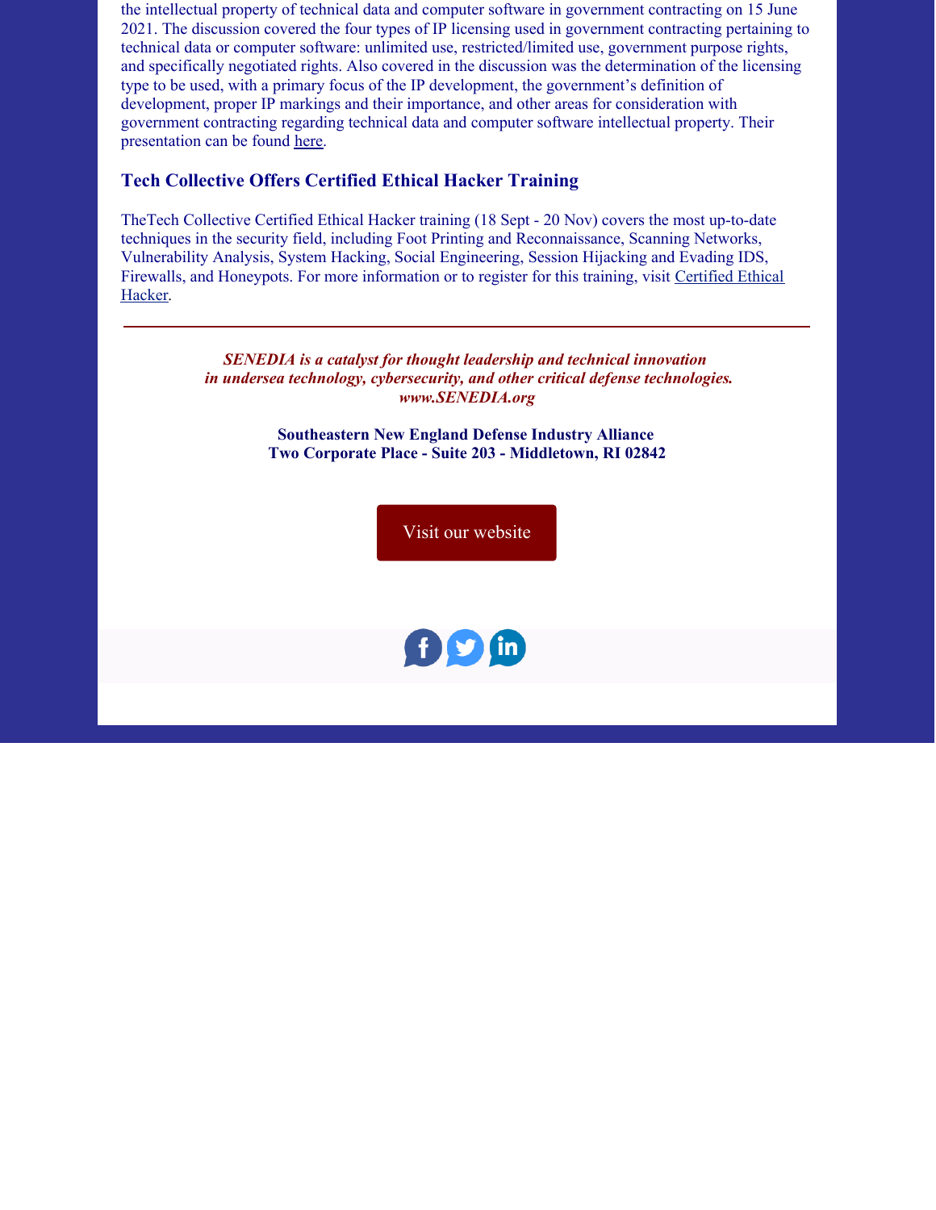the intellectual property of technical data and computer software in government contracting on 15 June 2021. The discussion covered the four types of IP licensing used in government contracting pertaining to technical data or computer software: unlimited use, restricted/limited use, government purpose rights, and specifically negotiated rights. Also covered in the discussion was the determination of the licensing type to be used, with a primary focus of the IP development, the government's definition of development, proper IP markings and their importance, and other areas for consideration with government contracting regarding technical data and computer software intellectual property. Their presentation can be found here.

### Tech Collective Offers Certified Ethical Hacker Training

TheTech Collective Certified Ethical Hacker training (18 Sept - 20 Nov) covers the most up-to-date techniques in the security field, including Foot Printing and Reconnaissance, Scanning Networks, Vulnerability Analysis, System Hacking, Social Engineering, Session Hijacking and Evading IDS, Firewalls, and Honeypots. For more information or to register for this training, visit Certified Ethical Hacker.

---

***SENEDIA is a catalyst for thought leadership and technical innovation in undersea technology, cybersecurity, and other critical defense technologies.***
***www.SENEDIA.org***

**Southeastern New England Defense Industry Alliance**
**Two Corporate Place - Suite 203 - Middletown, RI 02842**

Visit our website